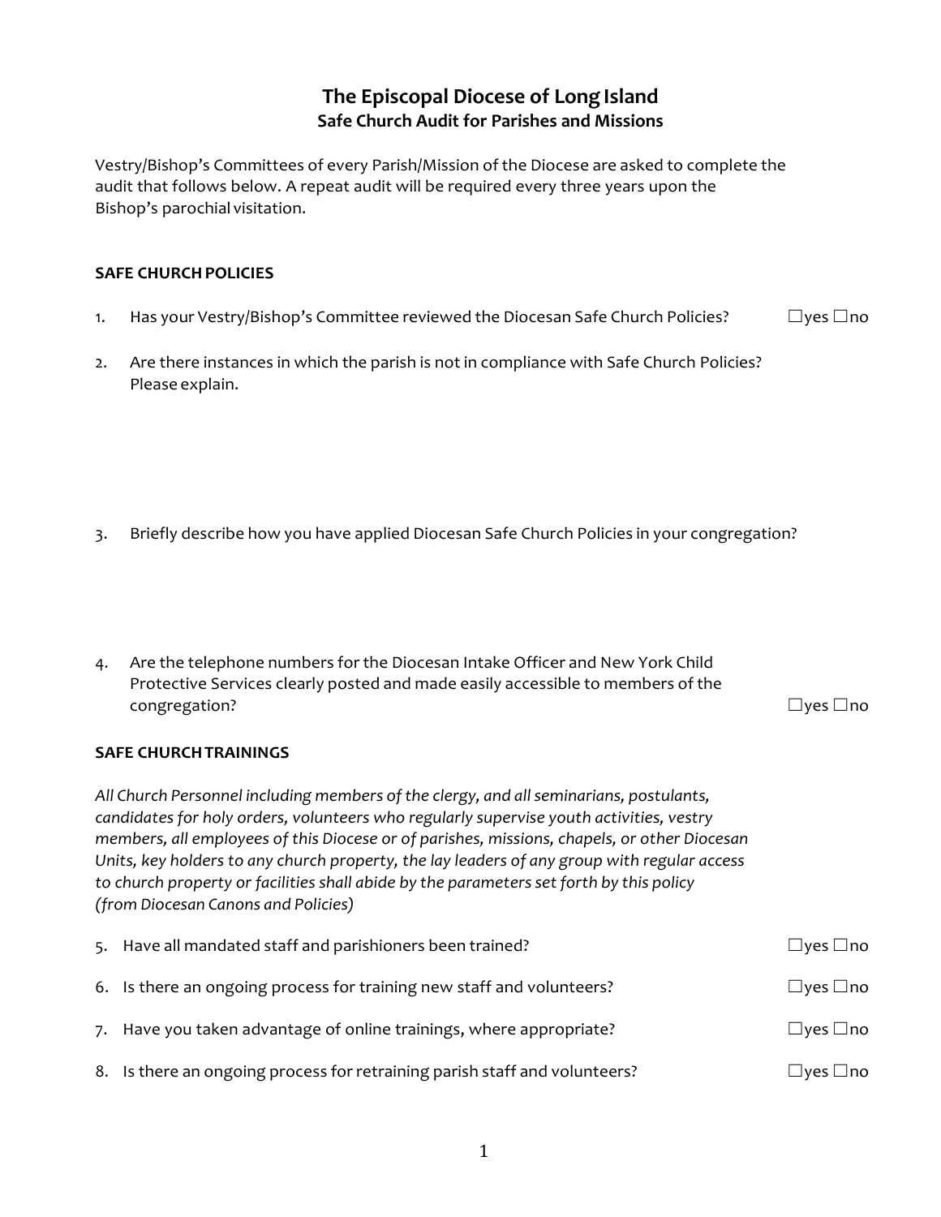# The Episcopal Diocese of Long Island

## Safe Church Audit for Parishes and Missions

Vestry/Bishop's Committees of every Parish/Mission of the Diocese are asked to complete the audit that follows below. A repeat audit will be required every three years upon the Bishop's parochial visitation.

### SAFE CHURCH POLICIES

1. Has your Vestry/Bishop's Committee reviewed the Diocesan Safe Church Policies? ☐yes ☐no

2. Are there instances in which the parish is not in compliance with Safe Church Policies? Please explain.

3. Briefly describe how you have applied Diocesan Safe Church Policies in your congregation?

4. Are the telephone numbers for the Diocesan Intake Officer and New York Child Protective Services clearly posted and made easily accessible to members of the congregation? ☐yes ☐no

### SAFE CHURCH TRAININGS

*All Church Personnel including members of the clergy, and all seminarians, postulants, candidates for holy orders, volunteers who regularly supervise youth activities, vestry members, all employees of this Diocese or of parishes, missions, chapels, or other Diocesan Units, key holders to any church property, the lay leaders of any group with regular access to church property or facilities shall abide by the parameters set forth by this policy (from Diocesan Canons and Policies)*

5. Have all mandated staff and parishioners been trained? ☐yes ☐no

6. Is there an ongoing process for training new staff and volunteers? ☐yes ☐no

7. Have you taken advantage of online trainings, where appropriate? ☐yes ☐no

8. Is there an ongoing process for retraining parish staff and volunteers? ☐yes ☐no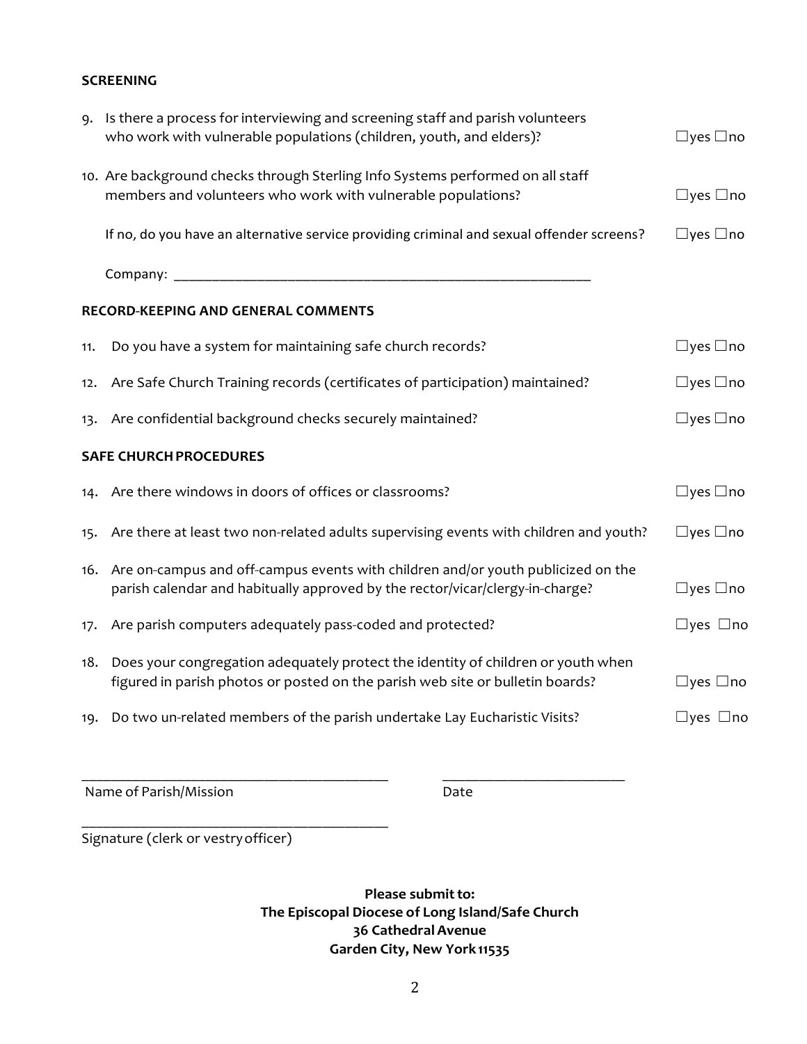**SCREENING**

9. Is there a process for interviewing and screening staff and parish volunteers who work with vulnerable populations (children, youth, and elders)? ☐yes ☐no

10. Are background checks through Sterling Info Systems performed on all staff members and volunteers who work with vulnerable populations? ☐yes ☐no

    If no, do you have an alternative service providing criminal and sexual offender screens? ☐yes ☐no

    Company: ___________________________________________________________

**RECORD-KEEPING AND GENERAL COMMENTS**

11. Do you have a system for maintaining safe church records? ☐yes ☐no

12. Are Safe Church Training records (certificates of participation) maintained? ☐yes ☐no

13. Are confidential background checks securely maintained? ☐yes ☐no

**SAFE CHURCH PROCEDURES**

14. Are there windows in doors of offices or classrooms? ☐yes ☐no

15. Are there at least two non-related adults supervising events with children and youth? ☐yes ☐no

16. Are on-campus and off-campus events with children and/or youth publicized on the parish calendar and habitually approved by the rector/vicar/clergy-in-charge? ☐yes ☐no

17. Are parish computers adequately pass-coded and protected? ☐yes ☐no

18. Does your congregation adequately protect the identity of children or youth when figured in parish photos or posted on the parish web site or bulletin boards? ☐yes ☐no

19. Do two un-related members of the parish undertake Lay Eucharistic Visits? ☐yes ☐no

_____________________________________________ __________________________

Name of Parish/Mission Date

_____________________________________________

Signature (clerk or vestry officer)

**Please submit to:**
**The Episcopal Diocese of Long Island/Safe Church**
**36 Cathedral Avenue**
**Garden City, New York 11535**